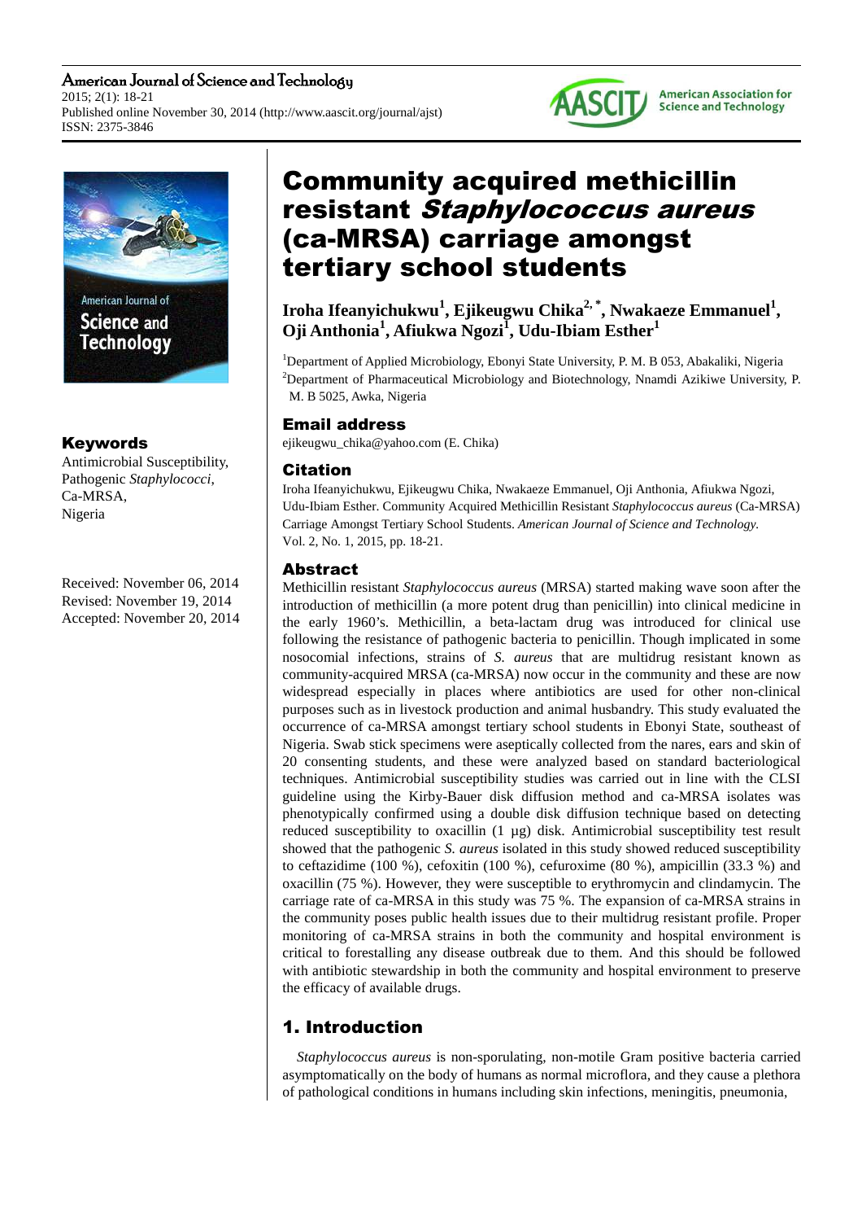# Community acquired methicillin resistant *Staphylococcus aureus* (ca-MRSA) carriage amongst tertiary school students

**Iroha Ifeanyichukwu[1], Ejikeugwu Chika[2, *], Nwakaeze Emmanuel[1], Oji Anthonia[1], Afiukwa Ngozi[1], Udu-Ibiam Esther[1]**

[1]Department of Applied Microbiology, Ebonyi State University, P. M. B 053, Abakaliki, Nigeria
[2]Department of Pharmaceutical Microbiology and Biotechnology, Nnamdi Azikiwe University, P. M. B 5025, Awka, Nigeria

## Email address

ejikeugwu_chika@yahoo.com (E. Chika)

## Citation

Iroha Ifeanyichukwu, Ejikeugwu Chika, Nwakaeze Emmanuel, Oji Anthonia, Afiukwa Ngozi, Udu-Ibiam Esther. Community Acquired Methicillin Resistant *Staphylococcus aureus* (Ca-MRSA) Carriage Amongst Tertiary School Students. *American Journal of Science and Technology.* Vol. 2, No. 1, 2015, pp. 18-21.

## Keywords

Antimicrobial Susceptibility, Pathogenic *Staphylococci*, Ca-MRSA, Nigeria

Received: November 06, 2014
Revised: November 19, 2014
Accepted: November 20, 2014

## Abstract

Methicillin resistant *Staphylococcus aureus* (MRSA) started making wave soon after the introduction of methicillin (a more potent drug than penicillin) into clinical medicine in the early 1960's. Methicillin, a beta-lactam drug was introduced for clinical use following the resistance of pathogenic bacteria to penicillin. Though implicated in some nosocomial infections, strains of *S. aureus* that are multidrug resistant known as community-acquired MRSA (ca-MRSA) now occur in the community and these are now widespread especially in places where antibiotics are used for other non-clinical purposes such as in livestock production and animal husbandry. This study evaluated the occurrence of ca-MRSA amongst tertiary school students in Ebonyi State, southeast of Nigeria. Swab stick specimens were aseptically collected from the nares, ears and skin of 20 consenting students, and these were analyzed based on standard bacteriological techniques. Antimicrobial susceptibility studies was carried out in line with the CLSI guideline using the Kirby-Bauer disk diffusion method and ca-MRSA isolates was phenotypically confirmed using a double disk diffusion technique based on detecting reduced susceptibility to oxacillin (1 µg) disk. Antimicrobial susceptibility test result showed that the pathogenic *S. aureus* isolated in this study showed reduced susceptibility to ceftazidime (100 %), cefoxitin (100 %), cefuroxime (80 %), ampicillin (33.3 %) and oxacillin (75 %). However, they were susceptible to erythromycin and clindamycin. The carriage rate of ca-MRSA in this study was 75 %. The expansion of ca-MRSA strains in the community poses public health issues due to their multidrug resistant profile. Proper monitoring of ca-MRSA strains in both the community and hospital environment is critical to forestalling any disease outbreak due to them. And this should be followed with antibiotic stewardship in both the community and hospital environment to preserve the efficacy of available drugs.

## 1. Introduction

*Staphylococcus aureus* is non-sporulating, non-motile Gram positive bacteria carried asymptomatically on the body of humans as normal microflora, and they cause a plethora of pathological conditions in humans including skin infections, meningitis, pneumonia,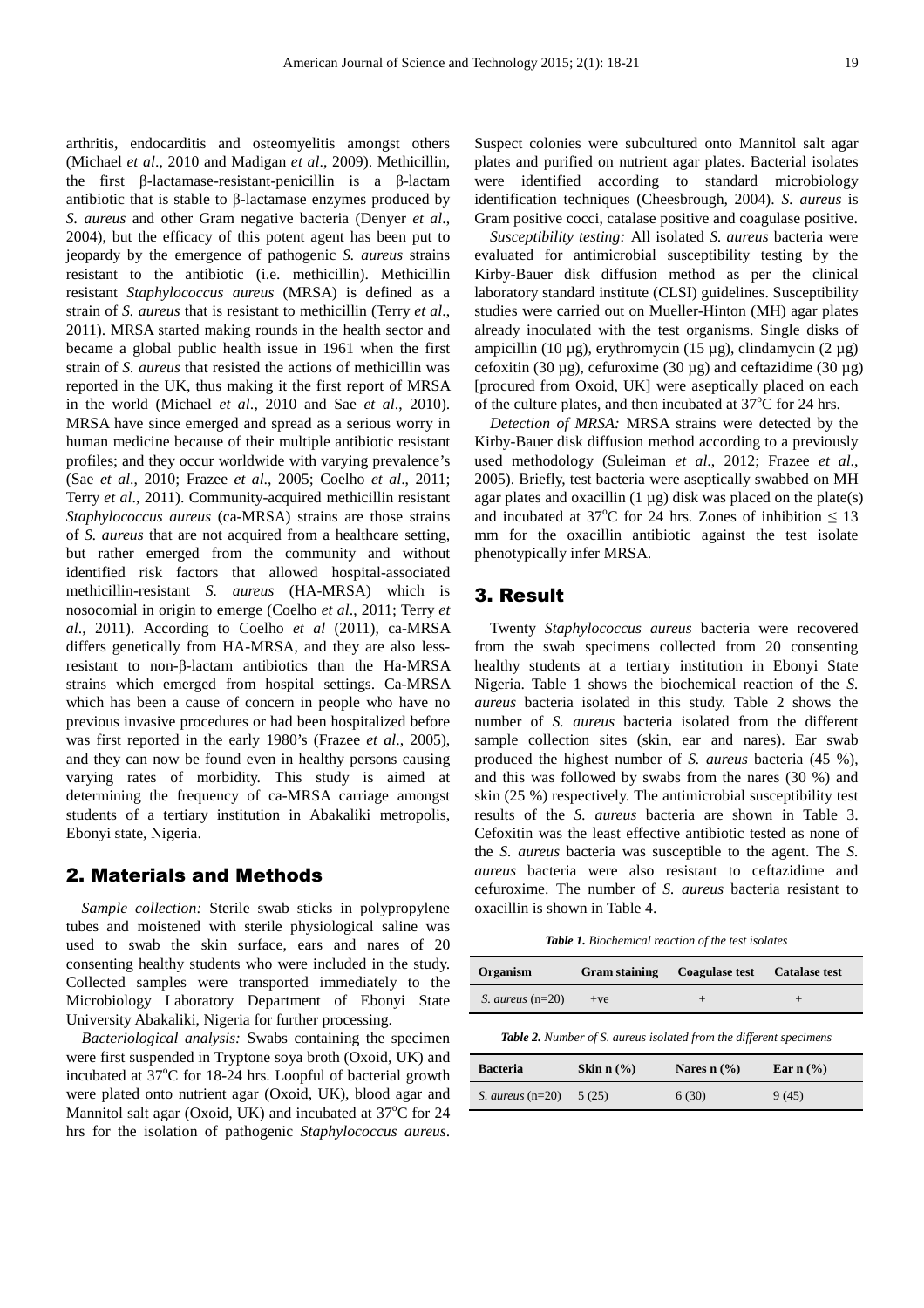arthritis, endocarditis and osteomyelitis amongst others (Michael *et al*., 2010 and Madigan *et al*., 2009). Methicillin, the first β-lactamase-resistant-penicillin is a β-lactam antibiotic that is stable to β-lactamase enzymes produced by *S. aureus* and other Gram negative bacteria (Denyer *et al*., 2004), but the efficacy of this potent agent has been put to jeopardy by the emergence of pathogenic *S. aureus* strains resistant to the antibiotic (i.e. methicillin). Methicillin resistant *Staphylococcus aureus* (MRSA) is defined as a strain of *S. aureus* that is resistant to methicillin (Terry *et al*., 2011). MRSA started making rounds in the health sector and became a global public health issue in 1961 when the first strain of *S. aureus* that resisted the actions of methicillin was reported in the UK, thus making it the first report of MRSA in the world (Michael *et al*., 2010 and Sae *et al*., 2010). MRSA have since emerged and spread as a serious worry in human medicine because of their multiple antibiotic resistant profiles; and they occur worldwide with varying prevalence's (Sae *et al*., 2010; Frazee *et al*., 2005; Coelho *et al*., 2011; Terry *et al*., 2011). Community-acquired methicillin resistant *Staphylococcus aureus* (ca-MRSA) strains are those strains of *S. aureus* that are not acquired from a healthcare setting, but rather emerged from the community and without identified risk factors that allowed hospital-associated methicillin-resistant *S. aureus* (HA-MRSA) which is nosocomial in origin to emerge (Coelho *et al*., 2011; Terry *et al*., 2011). According to Coelho *et al* (2011), ca-MRSA differs genetically from HA-MRSA, and they are also less-resistant to non-β-lactam antibiotics than the Ha-MRSA strains which emerged from hospital settings. Ca-MRSA which has been a cause of concern in people who have no previous invasive procedures or had been hospitalized before was first reported in the early 1980's (Frazee *et al*., 2005), and they can now be found even in healthy persons causing varying rates of morbidity. This study is aimed at determining the frequency of ca-MRSA carriage amongst students of a tertiary institution in Abakaliki metropolis, Ebonyi state, Nigeria.

## 2. Materials and Methods

*Sample collection:* Sterile swab sticks in polypropylene tubes and moistened with sterile physiological saline was used to swab the skin surface, ears and nares of 20 consenting healthy students who were included in the study. Collected samples were transported immediately to the Microbiology Laboratory Department of Ebonyi State University Abakaliki, Nigeria for further processing.

*Bacteriological analysis:* Swabs containing the specimen were first suspended in Tryptone soya broth (Oxoid, UK) and incubated at 37°C for 18-24 hrs. Loopful of bacterial growth were plated onto nutrient agar (Oxoid, UK), blood agar and Mannitol salt agar (Oxoid, UK) and incubated at 37°C for 24 hrs for the isolation of pathogenic *Staphylococcus aureus*. Suspect colonies were subcultured onto Mannitol salt agar plates and purified on nutrient agar plates. Bacterial isolates were identified according to standard microbiology identification techniques (Cheesbrough, 2004). *S. aureus* is Gram positive cocci, catalase positive and coagulase positive.

*Susceptibility testing:* All isolated *S. aureus* bacteria were evaluated for antimicrobial susceptibility testing by the Kirby-Bauer disk diffusion method as per the clinical laboratory standard institute (CLSI) guidelines. Susceptibility studies were carried out on Mueller-Hinton (MH) agar plates already inoculated with the test organisms. Single disks of ampicillin (10 µg), erythromycin (15 µg), clindamycin (2 µg) cefoxitin (30 µg), cefuroxime (30 µg) and ceftazidime (30 µg) [procured from Oxoid, UK] were aseptically placed on each of the culture plates, and then incubated at 37°C for 24 hrs.

*Detection of MRSA:* MRSA strains were detected by the Kirby-Bauer disk diffusion method according to a previously used methodology (Suleiman *et al*., 2012; Frazee *et al*., 2005). Briefly, test bacteria were aseptically swabbed on MH agar plates and oxacillin (1 µg) disk was placed on the plate(s) and incubated at 37°C for 24 hrs. Zones of inhibition $\leq$ 13 mm for the oxacillin antibiotic against the test isolate phenotypically infer MRSA.

## 3. Result

Twenty *Staphylococcus aureus* bacteria were recovered from the swab specimens collected from 20 consenting healthy students at a tertiary institution in Ebonyi State Nigeria. Table 1 shows the biochemical reaction of the *S. aureus* bacteria isolated in this study. Table 2 shows the number of *S. aureus* bacteria isolated from the different sample collection sites (skin, ear and nares). Ear swab produced the highest number of *S. aureus* bacteria (45 %), and this was followed by swabs from the nares (30 %) and skin (25 %) respectively. The antimicrobial susceptibility test results of the *S. aureus* bacteria are shown in Table 3. Cefoxitin was the least effective antibiotic tested as none of the *S. aureus* bacteria was susceptible to the agent. The *S. aureus* bacteria were also resistant to ceftazidime and cefuroxime. The number of *S. aureus* bacteria resistant to oxacillin is shown in Table 4.

***Table 1.*** *Biochemical reaction of the test isolates*

| Organism | Gram staining | Coagulase test | Catalase test |
|---|---|---|---|
| *S. aureus* (n=20) | +ve | + | + |

***Table 2.*** *Number of S. aureus isolated from the different specimens*

| Bacteria | Skin n (%) | Nares n (%) | Ear n (%) |
|---|---|---|---|
| *S. aureus* (n=20) | 5 (25) | 6 (30) | 9 (45) |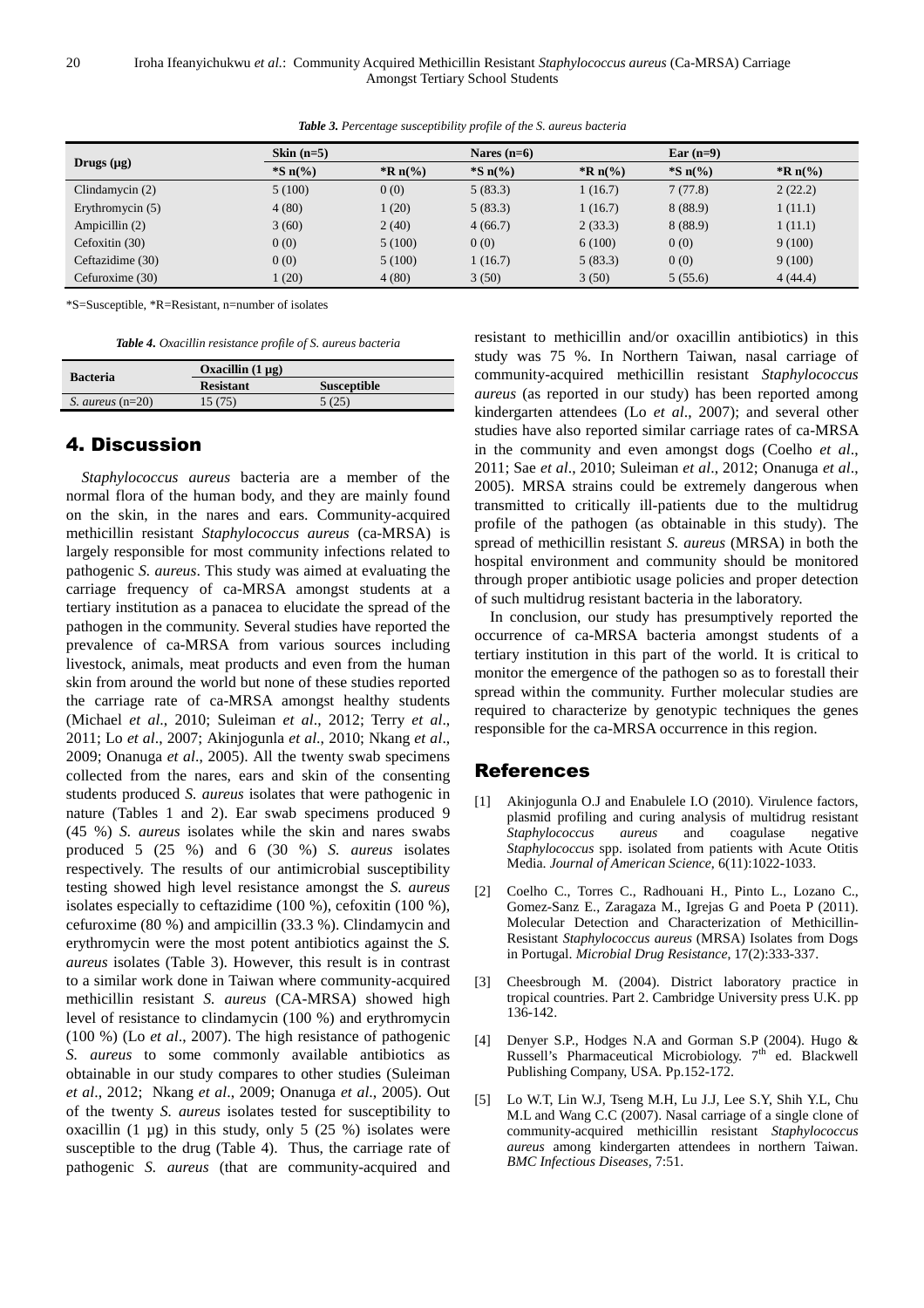*Table 3. Percentage susceptibility profile of the S. aureus bacteria*

| Drugs (µg) | Skin (n=5) | | Nares (n=6) | | Ear (n=9) | |
|---|---|---|---|---|---|---|
| | *S n(%) | *R n(%) | *S n(%) | *R n(%) | *S n(%) | *R n(%) |
| Clindamycin (2) | 5 (100) | 0 (0) | 5 (83.3) | 1 (16.7) | 7 (77.8) | 2 (22.2) |
| Erythromycin (5) | 4 (80) | 1 (20) | 5 (83.3) | 1 (16.7) | 8 (88.9) | 1 (11.1) |
| Ampicillin (2) | 3 (60) | 2 (40) | 4 (66.7) | 2 (33.3) | 8 (88.9) | 1 (11.1) |
| Cefoxitin (30) | 0 (0) | 5 (100) | 0 (0) | 6 (100) | 0 (0) | 9 (100) |
| Ceftazidime (30) | 0 (0) | 5 (100) | 1 (16.7) | 5 (83.3) | 0 (0) | 9 (100) |
| Cefuroxime (30) | 1 (20) | 4 (80) | 3 (50) | 3 (50) | 5 (55.6) | 4 (44.4) |

*S=Susceptible, *R=Resistant, n=number of isolates

*Table 4. Oxacillin resistance profile of S. aureus bacteria*

| Bacteria | Oxacillin (1 µg) | |
|---|---|---|
| | Resistant | Susceptible |
| *S. aureus* (n=20) | 15 (75) | 5 (25) |

## 4. Discussion

*Staphylococcus aureus* bacteria are a member of the normal flora of the human body, and they are mainly found on the skin, in the nares and ears. Community-acquired methicillin resistant *Staphylococcus aureus* (ca-MRSA) is largely responsible for most community infections related to pathogenic *S. aureus*. This study was aimed at evaluating the carriage frequency of ca-MRSA amongst students at a tertiary institution as a panacea to elucidate the spread of the pathogen in the community. Several studies have reported the prevalence of ca-MRSA from various sources including livestock, animals, meat products and even from the human skin from around the world but none of these studies reported the carriage rate of ca-MRSA amongst healthy students (Michael *et al*., 2010; Suleiman *et al*., 2012; Terry *et al*., 2011; Lo *et al*., 2007; Akinjogunla *et al*., 2010; Nkang *et al*., 2009; Onanuga *et al*., 2005). All the twenty swab specimens collected from the nares, ears and skin of the consenting students produced *S. aureus* isolates that were pathogenic in nature (Tables 1 and 2). Ear swab specimens produced 9 (45 %) *S. aureus* isolates while the skin and nares swabs produced 5 (25 %) and 6 (30 %) *S. aureus* isolates respectively. The results of our antimicrobial susceptibility testing showed high level resistance amongst the *S. aureus* isolates especially to ceftazidime (100 %), cefoxitin (100 %), cefuroxime (80 %) and ampicillin (33.3 %). Clindamycin and erythromycin were the most potent antibiotics against the *S. aureus* isolates (Table 3). However, this result is in contrast to a similar work done in Taiwan where community-acquired methicillin resistant *S. aureus* (CA-MRSA) showed high level of resistance to clindamycin (100 %) and erythromycin (100 %) (Lo *et al*., 2007). The high resistance of pathogenic *S. aureus* to some commonly available antibiotics as obtainable in our study compares to other studies (Suleiman *et al*., 2012; Nkang *et al*., 2009; Onanuga *et al*., 2005). Out of the twenty *S. aureus* isolates tested for susceptibility to oxacillin (1 µg) in this study, only 5 (25 %) isolates were susceptible to the drug (Table 4). Thus, the carriage rate of pathogenic *S. aureus* (that are community-acquired and resistant to methicillin and/or oxacillin antibiotics) in this study was 75 %. In Northern Taiwan, nasal carriage of community-acquired methicillin resistant *Staphylococcus aureus* (as reported in our study) has been reported among kindergarten attendees (Lo *et al*., 2007); and several other studies have also reported similar carriage rates of ca-MRSA in the community and even amongst dogs (Coelho *et al*., 2011; Sae *et al*., 2010; Suleiman *et al*., 2012; Onanuga *et al*., 2005). MRSA strains could be extremely dangerous when transmitted to critically ill-patients due to the multidrug profile of the pathogen (as obtainable in this study). The spread of methicillin resistant *S. aureus* (MRSA) in both the hospital environment and community should be monitored through proper antibiotic usage policies and proper detection of such multidrug resistant bacteria in the laboratory.

In conclusion, our study has presumptively reported the occurrence of ca-MRSA bacteria amongst students of a tertiary institution in this part of the world. It is critical to monitor the emergence of the pathogen so as to forestall their spread within the community. Further molecular studies are required to characterize by genotypic techniques the genes responsible for the ca-MRSA occurrence in this region.

## References

[1] Akinjogunla O.J and Enabulele I.O (2010). Virulence factors, plasmid profiling and curing analysis of multidrug resistant *Staphylococcus aureus* and coagulase negative *Staphylococcus* spp. isolated from patients with Acute Otitis Media. *Journal of American Science*, 6(11):1022-1033.

[2] Coelho C., Torres C., Radhouani H., Pinto L., Lozano C., Gomez-Sanz E., Zaragaza M., Igrejas G and Poeta P (2011). Molecular Detection and Characterization of Methicillin-Resistant *Staphylococcus aureus* (MRSA) Isolates from Dogs in Portugal. *Microbial Drug Resistance*, 17(2):333-337.

[3] Cheesbrough M. (2004). District laboratory practice in tropical countries. Part 2. Cambridge University press U.K. pp 136-142.

[4] Denyer S.P., Hodges N.A and Gorman S.P (2004). Hugo & Russell's Pharmaceutical Microbiology. 7th ed. Blackwell Publishing Company, USA. Pp.152-172.

[5] Lo W.T, Lin W.J, Tseng M.H, Lu J.J, Lee S.Y, Shih Y.L, Chu M.L and Wang C.C (2007). Nasal carriage of a single clone of community-acquired methicillin resistant *Staphylococcus aureus* among kindergarten attendees in northern Taiwan. *BMC Infectious Diseases*, 7:51.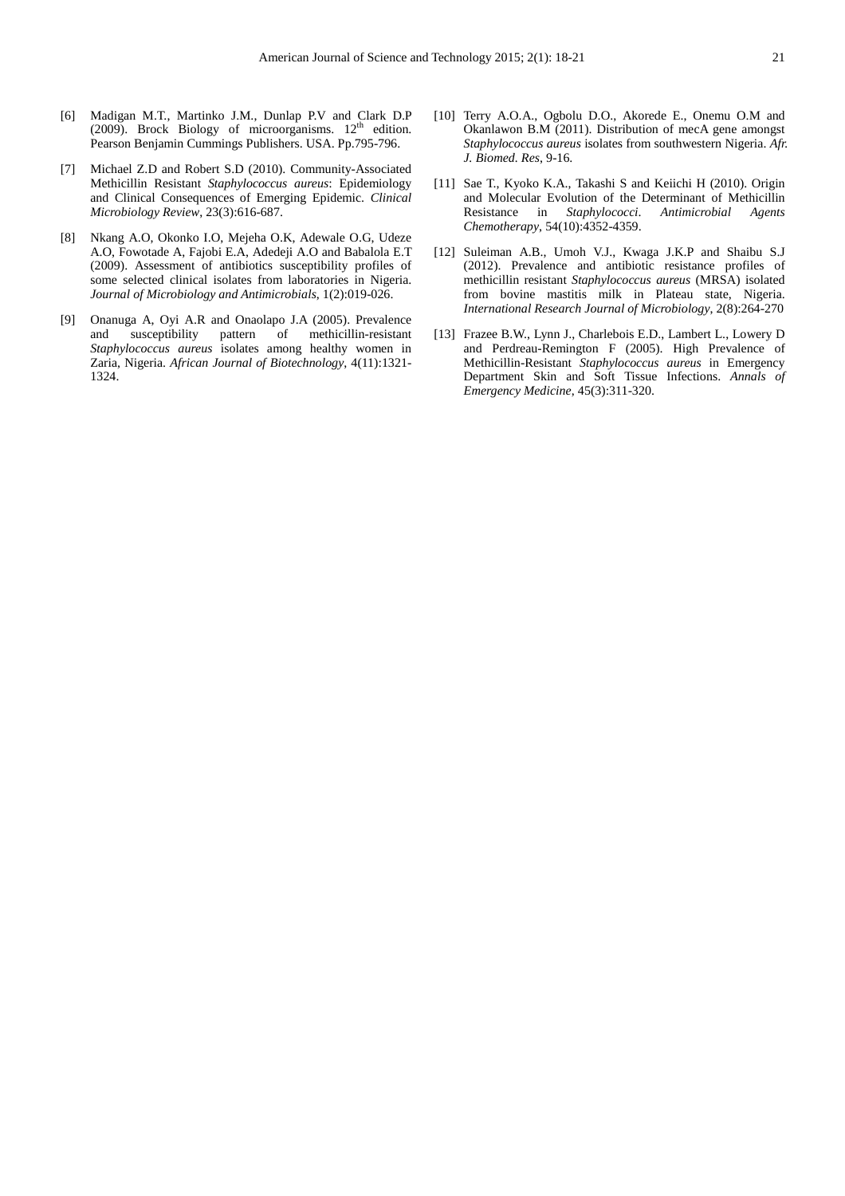[6] Madigan M.T., Martinko J.M., Dunlap P.V and Clark D.P (2009). Brock Biology of microorganisms. 12th edition. Pearson Benjamin Cummings Publishers. USA. Pp.795-796.

[7] Michael Z.D and Robert S.D (2010). Community-Associated Methicillin Resistant *Staphylococcus aureus*: Epidemiology and Clinical Consequences of Emerging Epidemic. *Clinical Microbiology Review*, 23(3):616-687.

[8] Nkang A.O, Okonko I.O, Mejeha O.K, Adewale O.G, Udeze A.O, Fowotade A, Fajobi E.A, Adedeji A.O and Babalola E.T (2009). Assessment of antibiotics susceptibility profiles of some selected clinical isolates from laboratories in Nigeria. *Journal of Microbiology and Antimicrobials*, 1(2):019-026.

[9] Onanuga A, Oyi A.R and Onaolapo J.A (2005). Prevalence and susceptibility pattern of methicillin-resistant *Staphylococcus aureus* isolates among healthy women in Zaria, Nigeria. *African Journal of Biotechnology*, 4(11):1321-1324.

[10] Terry A.O.A., Ogbolu D.O., Akorede E., Onemu O.M and Okanlawon B.M (2011). Distribution of mecA gene amongst *Staphylococcus aureus* isolates from southwestern Nigeria. *Afr. J. Biomed. Res*, 9-16.

[11] Sae T., Kyoko K.A., Takashi S and Keiichi H (2010). Origin and Molecular Evolution of the Determinant of Methicillin Resistance in *Staphylococci*. *Antimicrobial Agents Chemotherapy*, 54(10):4352-4359.

[12] Suleiman A.B., Umoh V.J., Kwaga J.K.P and Shaibu S.J (2012). Prevalence and antibiotic resistance profiles of methicillin resistant *Staphylococcus aureus* (MRSA) isolated from bovine mastitis milk in Plateau state, Nigeria. *International Research Journal of Microbiology*, 2(8):264-270

[13] Frazee B.W., Lynn J., Charlebois E.D., Lambert L., Lowery D and Perdreau-Remington F (2005). High Prevalence of Methicillin-Resistant *Staphylococcus aureus* in Emergency Department Skin and Soft Tissue Infections. *Annals of Emergency Medicine*, 45(3):311-320.